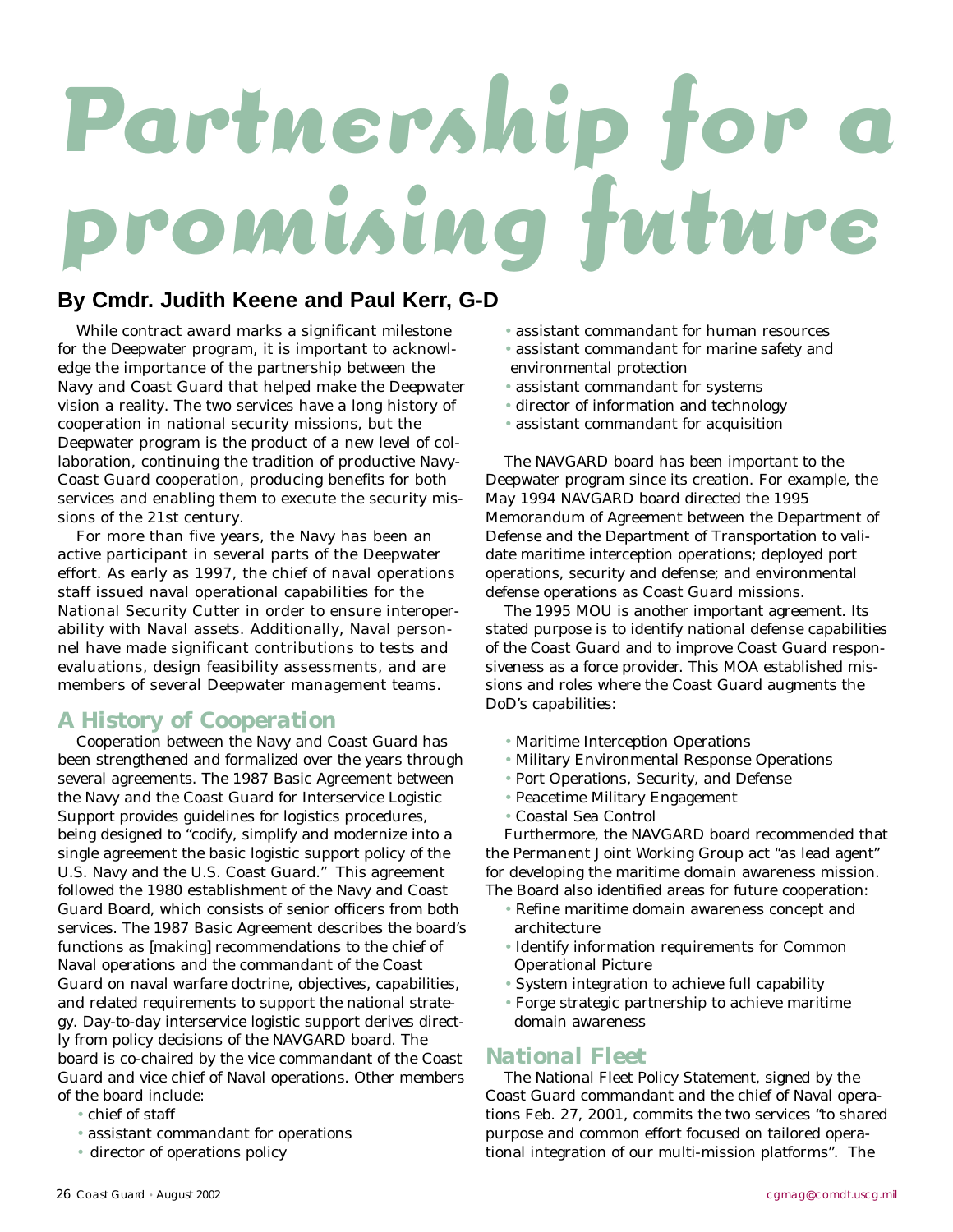# Partnership for a promising future

**By Cmdr. Judith Keene and Paul Kerr, G-D**

While contract award marks a significant milestone for the Deepwater program, it is important to acknowledge the importance of the partnership between the Navy and Coast Guard that helped make the Deepwater vision a reality. The two services have a long history of cooperation in national security missions, but the Deepwater program is the product of a new level of collaboration, continuing the tradition of productive Navy-Coast Guard cooperation, producing benefits for both services and enabling them to execute the security missions of the 21st century.

For more than five years, the Navy has been an active participant in several parts of the Deepwater effort. As early as 1997, the chief of naval operations staff issued naval operational capabilities for the National Security Cutter in order to ensure interoperability with Naval assets. Additionally, Naval personnel have made significant contributions to tests and evaluations, design feasibility assessments, and are members of several Deepwater management teams.

## A History of Cooperation

Cooperation between the Navy and Coast Guard has been strengthened and formalized over the years through several agreements. The 1987 Basic Agreement between the Navy and the Coast Guard for Interservice Logistic Support provides guidelines for logistics procedures, being designed to "codify, simplify and modernize into a single agreement the basic logistic support policy of the U.S. Navy and the U.S. Coast Guard." This agreement followed the 1980 establishment of the Navy and Coast Guard Board, which consists of senior officers from both services. The 1987 Basic Agreement describes the board's functions as [making] recommendations to the chief of Naval operations and the commandant of the Coast Guard on naval warfare doctrine, objectives, capabilities, and related requirements to support the national strategy. Day-to-day interservice logistic support derives directly from policy decisions of the NAVGARD board. The board is co-chaired by the vice commandant of the Coast Guard and vice chief of Naval operations. Other members of the board include:

- chief of staff
- assistant commandant for operations
- director of operations policy
- assistant commandant for human resources
- assistant commandant for marine safety and environmental protection
- assistant commandant for systems
- director of information and technology
- assistant commandant for acquisition

The NAVGARD board has been important to the Deepwater program since its creation. For example, the May 1994 NAVGARD board directed the 1995 Memorandum of Agreement between the Department of Defense and the Department of Transportation to validate maritime interception operations; deployed port operations, security and defense; and environmental defense operations as Coast Guard missions.

The 1995 MOU is another important agreement. Its stated purpose is to identify national defense capabilities of the Coast Guard and to improve Coast Guard responsiveness as a force provider. This MOA established missions and roles where the Coast Guard augments the DoD's capabilities:

- Maritime Interception Operations
- Military Environmental Response Operations
- Port Operations, Security, and Defense
- Peacetime Military Engagement
- Coastal Sea Control

Furthermore, the NAVGARD board recommended that the Permanent Joint Working Group act "as lead agent" for developing the maritime domain awareness mission. The Board also identified areas for future cooperation:

- Refine maritime domain awareness concept and architecture
- Identify information requirements for Common Operational Picture
- System integration to achieve full capability
- Forge strategic partnership to achieve maritime domain awareness

## National Fleet

The National Fleet Policy Statement, signed by the Coast Guard commandant and the chief of Naval operations Feb. 27, 2001, commits the two services "to shared purpose and common effort focused on tailored operational integration of our multi-mission platforms". The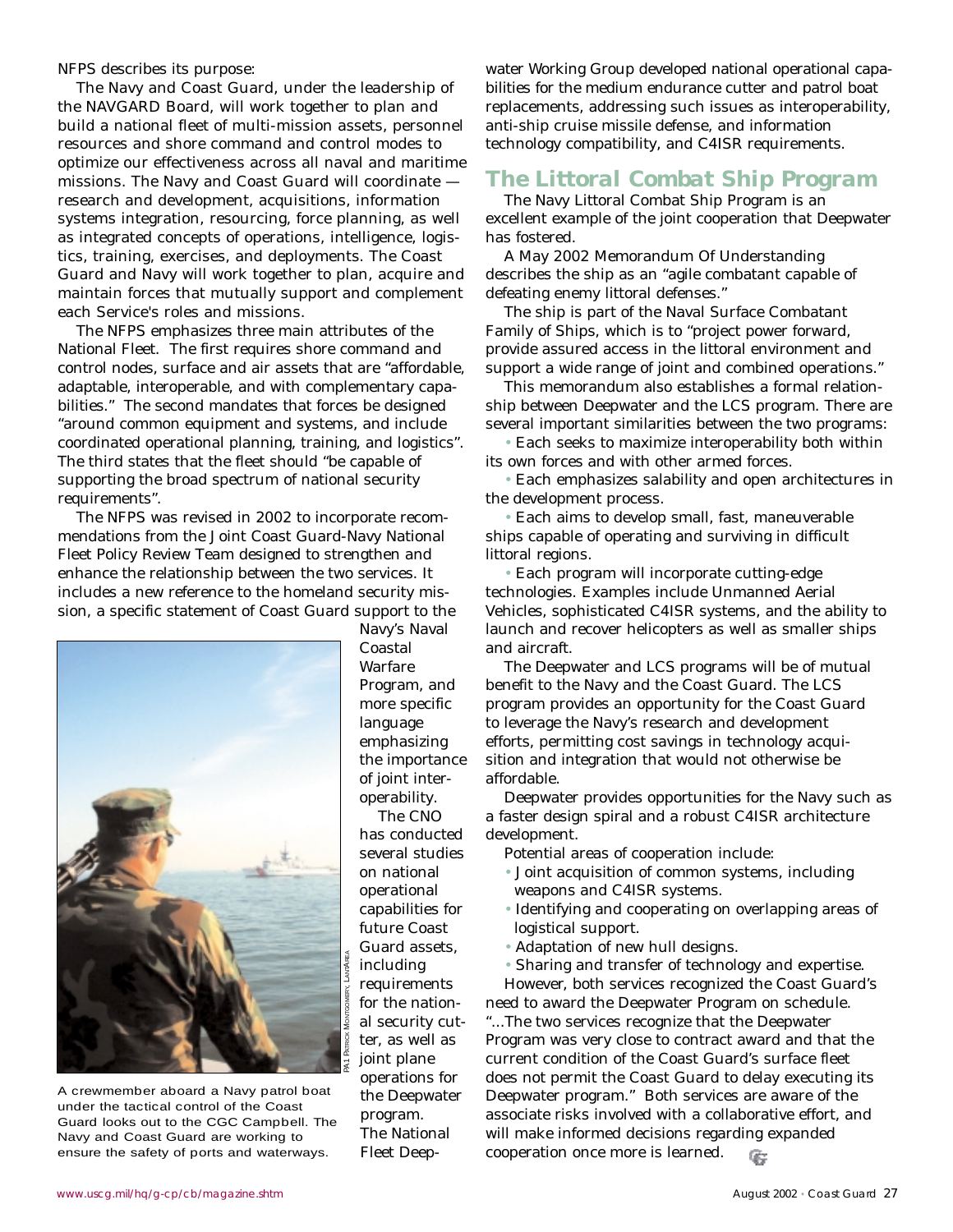NFPS describes its purpose:

The Navy and Coast Guard, under the leadership of the NAVGARD Board, will work together to plan and build a national fleet of multi-mission assets, personnel resources and shore command and control modes to optimize our effectiveness across all naval and maritime missions. The Navy and Coast Guard will coordinate — research and development, acquisitions, information systems integration, resourcing, force planning, as well as integrated concepts of operations, intelligence, logistics, training, exercises, and deployments. The Coast Guard and Navy will work together to plan, acquire and maintain forces that mutually support and complement each Service's roles and missions.

The NFPS emphasizes three main attributes of the National Fleet. The first requires shore command and control nodes, surface and air assets that are "affordable, adaptable, interoperable, and with complementary capabilities." The second mandates that forces be designed "around common equipment and systems, and include coordinated operational planning, training, and logistics". The third states that the fleet should "be capable of supporting the broad spectrum of national security requirements".

The NFPS was revised in 2002 to incorporate recommendations from the Joint Coast Guard-Navy National Fleet Policy Review Team designed to strengthen and enhance the relationship between the two services. It includes a new reference to the homeland security mission, a specific statement of Coast Guard support to the Navy's Naval Coastal Warfare Program, and more specific language emphasizing the importance of joint interoperability.

The CNO has conducted several studies on national operational capabilities for future Coast Guard assets, including requirements for the national security cutter, as well as joint plane operations for the Deepwater program. The National Fleet Deepwater Working Group developed national operational capabilities for the medium endurance cutter and patrol boat replacements, addressing such issues as interoperability, anti-ship cruise missile defense, and information technology compatibility, and C4ISR requirements.

PA1 Patrick Montgomery, LantArea

A crewmember aboard a Navy patrol boat under the tactical control of the Coast Guard looks out to the CGC Campbell. The Navy and Coast Guard are working to ensure the safety of ports and waterways.

## The Littoral Combat Ship Program

The Navy Littoral Combat Ship Program is an excellent example of the joint cooperation that Deepwater has fostered.

A May 2002 Memorandum Of Understanding describes the ship as an "agile combatant capable of defeating enemy littoral defenses."

The ship is part of the Naval Surface Combatant Family of Ships, which is to "project power forward, provide assured access in the littoral environment and support a wide range of joint and combined operations."

This memorandum also establishes a formal relationship between Deepwater and the LCS program. There are several important similarities between the two programs:

- Each seeks to maximize interoperability both within its own forces and with other armed forces.
- Each emphasizes salability and open architectures in the development process.
- Each aims to develop small, fast, maneuverable ships capable of operating and surviving in difficult littoral regions.
- Each program will incorporate cutting-edge technologies. Examples include Unmanned Aerial Vehicles, sophisticated C4ISR systems, and the ability to launch and recover helicopters as well as smaller ships and aircraft.

The Deepwater and LCS programs will be of mutual benefit to the Navy and the Coast Guard. The LCS program provides an opportunity for the Coast Guard to leverage the Navy's research and development efforts, permitting cost savings in technology acquisition and integration that would not otherwise be affordable.

Deepwater provides opportunities for the Navy such as a faster design spiral and a robust C4ISR architecture development.

Potential areas of cooperation include:

- Joint acquisition of common systems, including weapons and C4ISR systems.
- Identifying and cooperating on overlapping areas of logistical support.
- Adaptation of new hull designs.
- Sharing and transfer of technology and expertise.

However, both services recognized the Coast Guard's need to award the Deepwater Program on schedule. "...The two services recognize that the Deepwater Program was very close to contract award and that the current condition of the Coast Guard's surface fleet does not permit the Coast Guard to delay executing its Deepwater program." Both services are aware of the associate risks involved with a collaborative effort, and will make informed decisions regarding expanded cooperation once more is learned.